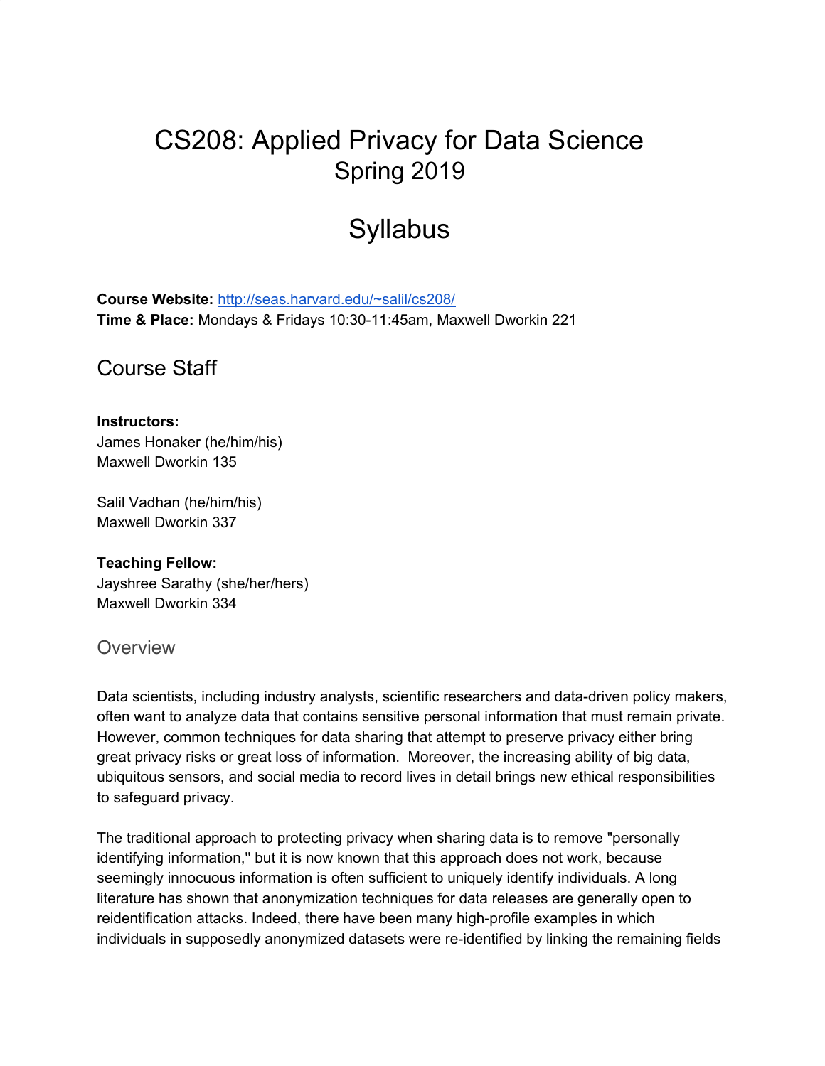# CS208: Applied Privacy for Data Science
## Spring 2019

# Syllabus

**Course Website:** http://seas.harvard.edu/~salil/cs208/
**Time & Place:** Mondays & Fridays 10:30-11:45am, Maxwell Dworkin 221

## Course Staff

**Instructors:**
James Honaker (he/him/his)
Maxwell Dworkin 135

Salil Vadhan (he/him/his)
Maxwell Dworkin 337

**Teaching Fellow:**
Jayshree Sarathy (she/her/hers)
Maxwell Dworkin 334

### Overview

Data scientists, including industry analysts, scientific researchers and data-driven policy makers, often want to analyze data that contains sensitive personal information that must remain private. However, common techniques for data sharing that attempt to preserve privacy either bring great privacy risks or great loss of information. Moreover, the increasing ability of big data, ubiquitous sensors, and social media to record lives in detail brings new ethical responsibilities to safeguard privacy.

The traditional approach to protecting privacy when sharing data is to remove "personally identifying information,'' but it is now known that this approach does not work, because seemingly innocuous information is often sufficient to uniquely identify individuals. A long literature has shown that anonymization techniques for data releases are generally open to reidentification attacks. Indeed, there have been many high-profile examples in which individuals in supposedly anonymized datasets were re-identified by linking the remaining fields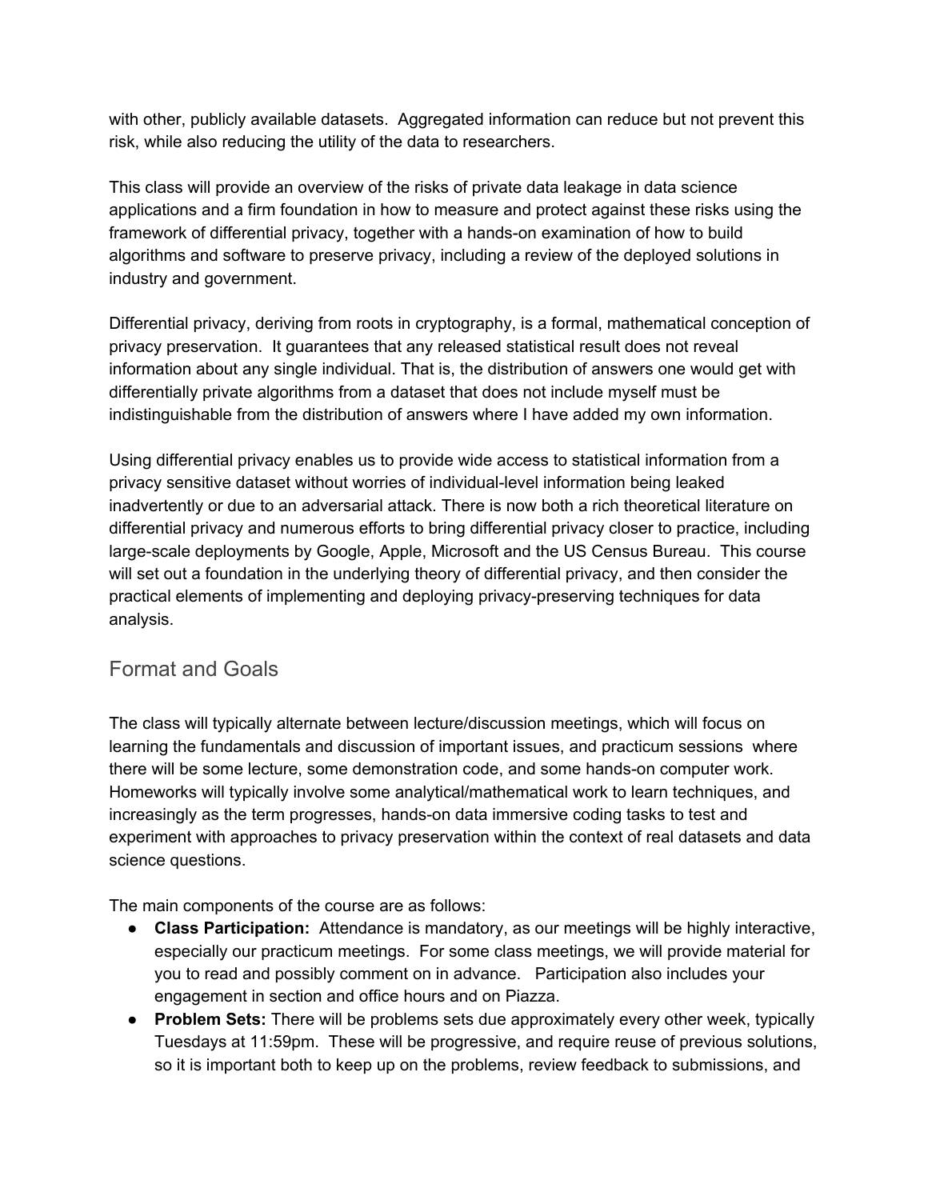with other, publicly available datasets. Aggregated information can reduce but not prevent this risk, while also reducing the utility of the data to researchers.

This class will provide an overview of the risks of private data leakage in data science applications and a firm foundation in how to measure and protect against these risks using the framework of differential privacy, together with a hands-on examination of how to build algorithms and software to preserve privacy, including a review of the deployed solutions in industry and government.

Differential privacy, deriving from roots in cryptography, is a formal, mathematical conception of privacy preservation. It guarantees that any released statistical result does not reveal information about any single individual. That is, the distribution of answers one would get with differentially private algorithms from a dataset that does not include myself must be indistinguishable from the distribution of answers where I have added my own information.

Using differential privacy enables us to provide wide access to statistical information from a privacy sensitive dataset without worries of individual-level information being leaked inadvertently or due to an adversarial attack. There is now both a rich theoretical literature on differential privacy and numerous efforts to bring differential privacy closer to practice, including large-scale deployments by Google, Apple, Microsoft and the US Census Bureau. This course will set out a foundation in the underlying theory of differential privacy, and then consider the practical elements of implementing and deploying privacy-preserving techniques for data analysis.

## Format and Goals

The class will typically alternate between lecture/discussion meetings, which will focus on learning the fundamentals and discussion of important issues, and practicum sessions where there will be some lecture, some demonstration code, and some hands-on computer work. Homeworks will typically involve some analytical/mathematical work to learn techniques, and increasingly as the term progresses, hands-on data immersive coding tasks to test and experiment with approaches to privacy preservation within the context of real datasets and data science questions.

The main components of the course are as follows:

- **Class Participation:** Attendance is mandatory, as our meetings will be highly interactive, especially our practicum meetings. For some class meetings, we will provide material for you to read and possibly comment on in advance. Participation also includes your engagement in section and office hours and on Piazza.
- **Problem Sets:** There will be problems sets due approximately every other week, typically Tuesdays at 11:59pm. These will be progressive, and require reuse of previous solutions, so it is important both to keep up on the problems, review feedback to submissions, and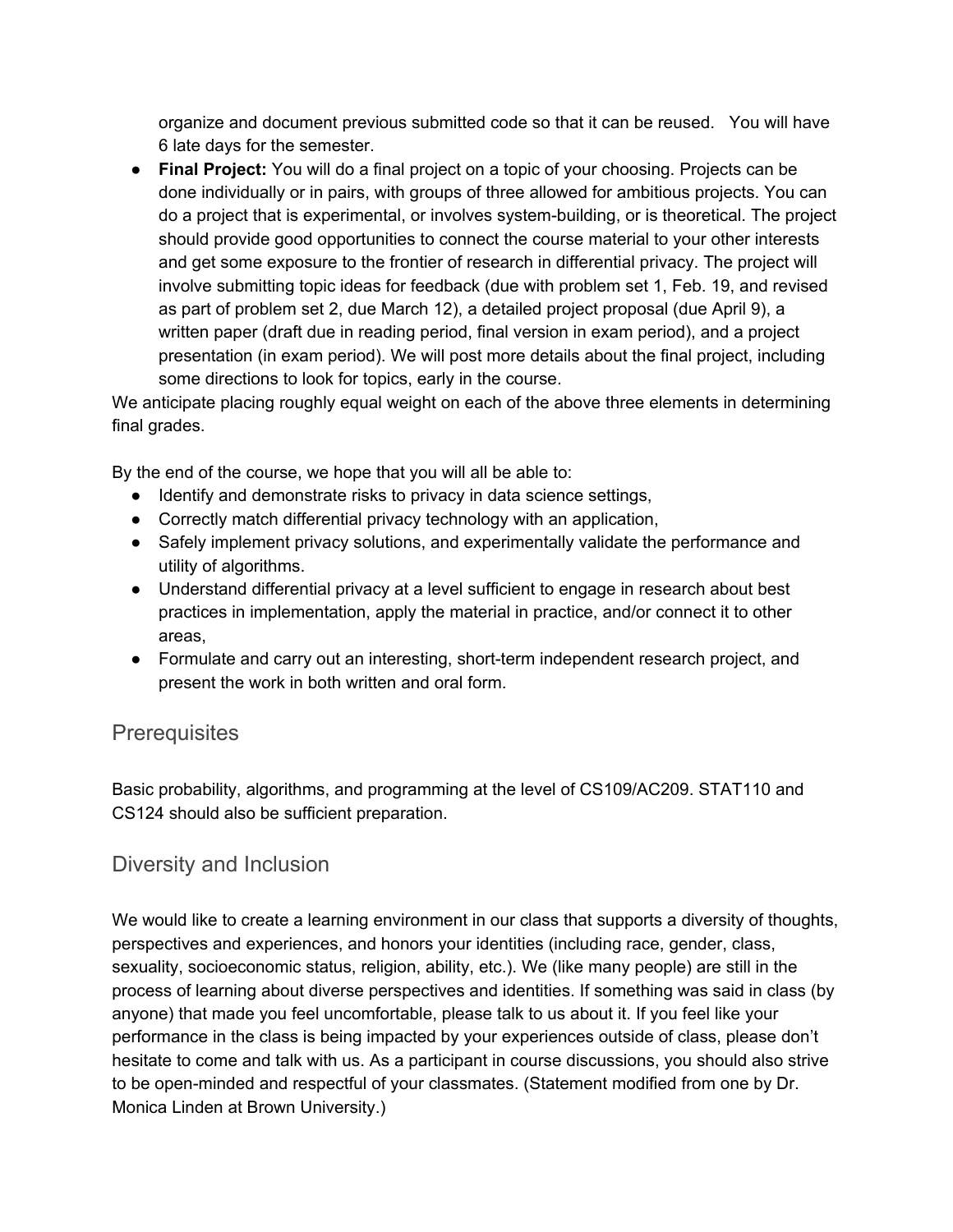organize and document previous submitted code so that it can be reused. You will have 6 late days for the semester.

- **Final Project:** You will do a final project on a topic of your choosing. Projects can be done individually or in pairs, with groups of three allowed for ambitious projects. You can do a project that is experimental, or involves system-building, or is theoretical. The project should provide good opportunities to connect the course material to your other interests and get some exposure to the frontier of research in differential privacy. The project will involve submitting topic ideas for feedback (due with problem set 1, Feb. 19, and revised as part of problem set 2, due March 12), a detailed project proposal (due April 9), a written paper (draft due in reading period, final version in exam period), and a project presentation (in exam period). We will post more details about the final project, including some directions to look for topics, early in the course.

We anticipate placing roughly equal weight on each of the above three elements in determining final grades.

By the end of the course, we hope that you will all be able to:

- Identify and demonstrate risks to privacy in data science settings,
- Correctly match differential privacy technology with an application,
- Safely implement privacy solutions, and experimentally validate the performance and utility of algorithms.
- Understand differential privacy at a level sufficient to engage in research about best practices in implementation, apply the material in practice, and/or connect it to other areas,
- Formulate and carry out an interesting, short-term independent research project, and present the work in both written and oral form.

## Prerequisites

Basic probability, algorithms, and programming at the level of CS109/AC209. STAT110 and CS124 should also be sufficient preparation.

## Diversity and Inclusion

We would like to create a learning environment in our class that supports a diversity of thoughts, perspectives and experiences, and honors your identities (including race, gender, class, sexuality, socioeconomic status, religion, ability, etc.). We (like many people) are still in the process of learning about diverse perspectives and identities. If something was said in class (by anyone) that made you feel uncomfortable, please talk to us about it. If you feel like your performance in the class is being impacted by your experiences outside of class, please don't hesitate to come and talk with us. As a participant in course discussions, you should also strive to be open-minded and respectful of your classmates. (Statement modified from one by Dr. Monica Linden at Brown University.)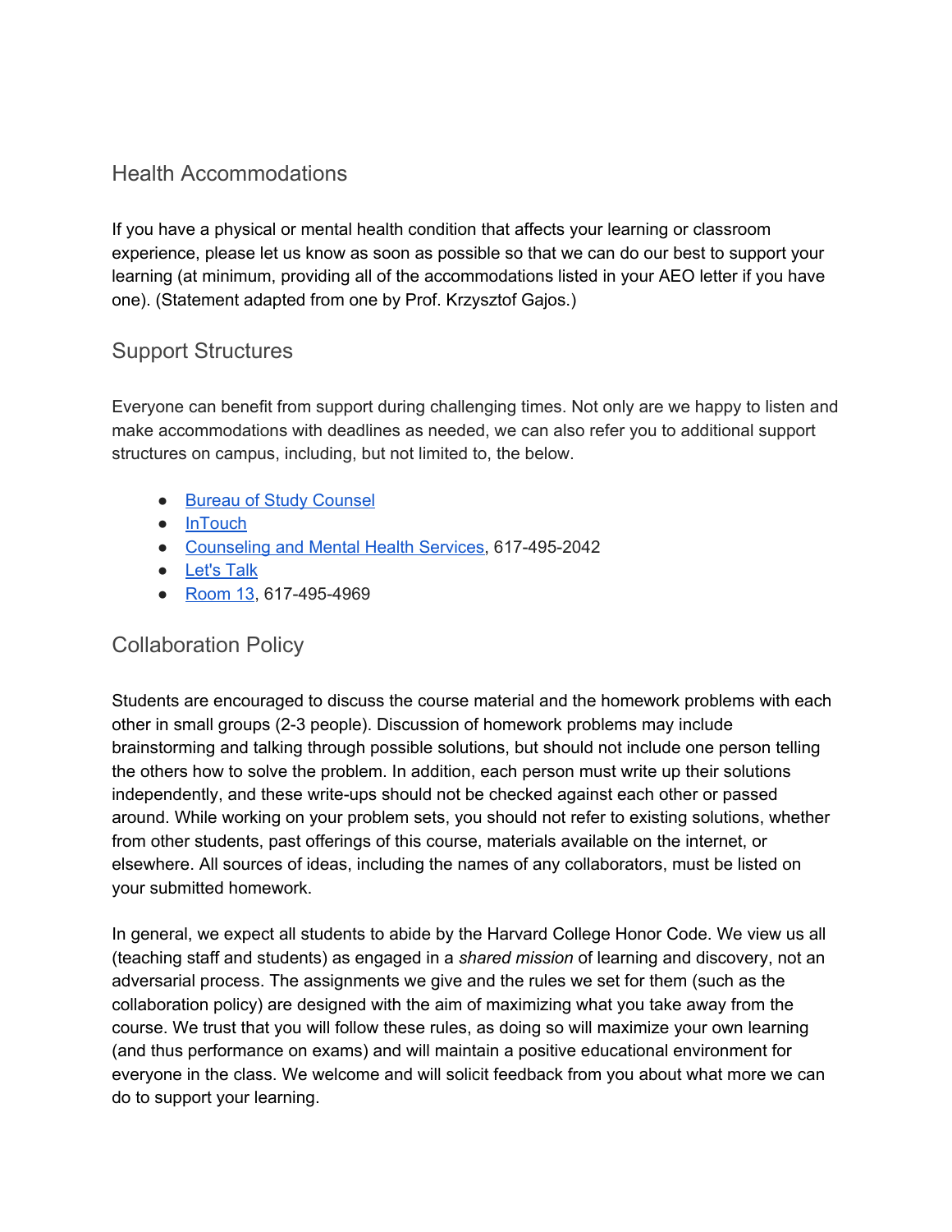## Health Accommodations

If you have a physical or mental health condition that affects your learning or classroom experience, please let us know as soon as possible so that we can do our best to support your learning (at minimum, providing all of the accommodations listed in your AEO letter if you have one). (Statement adapted from one by Prof. Krzysztof Gajos.)

## Support Structures

Everyone can benefit from support during challenging times. Not only are we happy to listen and make accommodations with deadlines as needed, we can also refer you to additional support structures on campus, including, but not limited to, the below.

- Bureau of Study Counsel
- InTouch
- Counseling and Mental Health Services, 617-495-2042
- Let's Talk
- Room 13, 617-495-4969

## Collaboration Policy

Students are encouraged to discuss the course material and the homework problems with each other in small groups (2-3 people). Discussion of homework problems may include brainstorming and talking through possible solutions, but should not include one person telling the others how to solve the problem. In addition, each person must write up their solutions independently, and these write-ups should not be checked against each other or passed around. While working on your problem sets, you should not refer to existing solutions, whether from other students, past offerings of this course, materials available on the internet, or elsewhere. All sources of ideas, including the names of any collaborators, must be listed on your submitted homework.

In general, we expect all students to abide by the Harvard College Honor Code. We view us all (teaching staff and students) as engaged in a *shared mission* of learning and discovery, not an adversarial process. The assignments we give and the rules we set for them (such as the collaboration policy) are designed with the aim of maximizing what you take away from the course. We trust that you will follow these rules, as doing so will maximize your own learning (and thus performance on exams) and will maintain a positive educational environment for everyone in the class. We welcome and will solicit feedback from you about what more we can do to support your learning.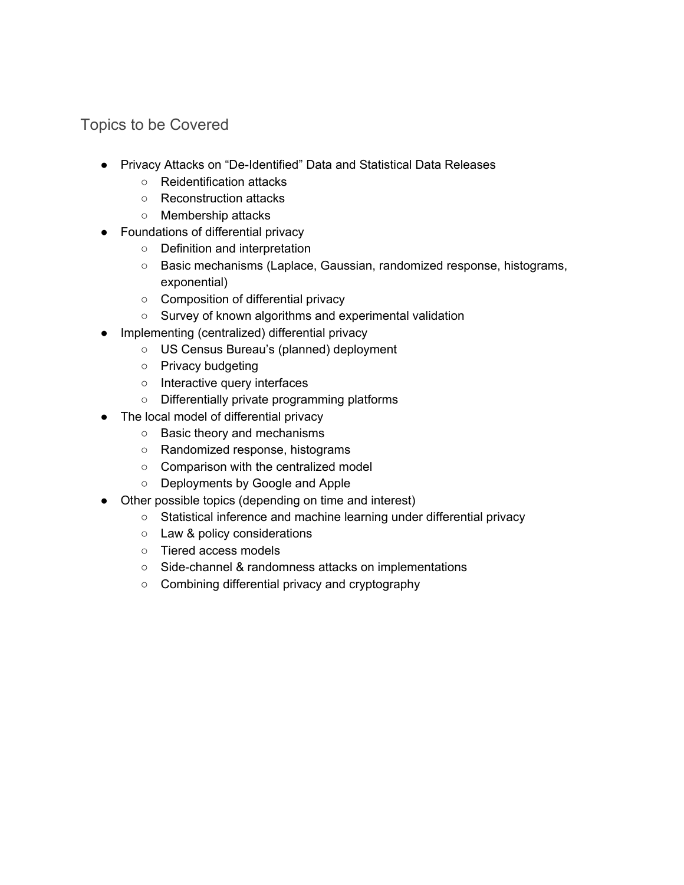## Topics to be Covered

- Privacy Attacks on "De-Identified" Data and Statistical Data Releases
  - Reidentification attacks
  - Reconstruction attacks
  - Membership attacks
- Foundations of differential privacy
  - Definition and interpretation
  - Basic mechanisms (Laplace, Gaussian, randomized response, histograms, exponential)
  - Composition of differential privacy
  - Survey of known algorithms and experimental validation
- Implementing (centralized) differential privacy
  - US Census Bureau's (planned) deployment
  - Privacy budgeting
  - Interactive query interfaces
  - Differentially private programming platforms
- The local model of differential privacy
  - Basic theory and mechanisms
  - Randomized response, histograms
  - Comparison with the centralized model
  - Deployments by Google and Apple
- Other possible topics (depending on time and interest)
  - Statistical inference and machine learning under differential privacy
  - Law & policy considerations
  - Tiered access models
  - Side-channel & randomness attacks on implementations
  - Combining differential privacy and cryptography